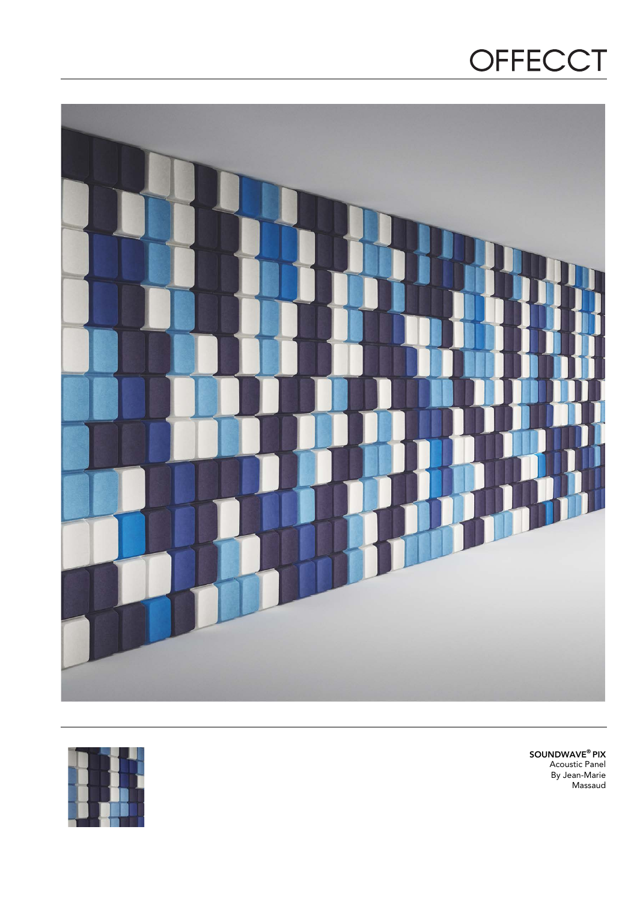# OFFECCT

**SOUNDWAVE® PIX**
Acoustic Panel
By Jean-Marie Massaud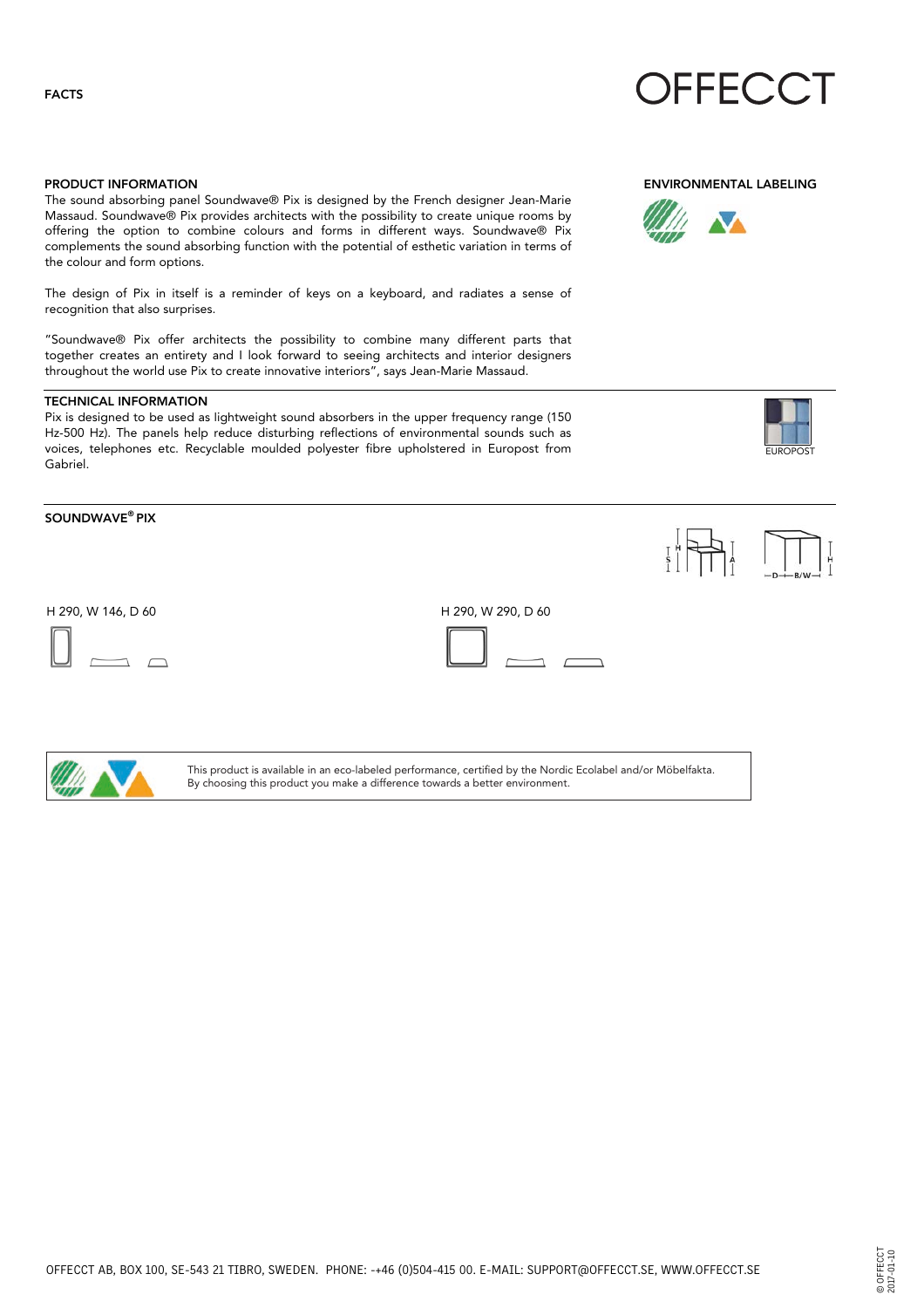FACTS

OFFECCT

## PRODUCT INFORMATION

The sound absorbing panel Soundwave® Pix is designed by the French designer Jean-Marie Massaud. Soundwave® Pix provides architects with the possibility to create unique rooms by offering the option to combine colours and forms in different ways. Soundwave® Pix complements the sound absorbing function with the potential of esthetic variation in terms of the colour and form options.

The design of Pix in itself is a reminder of keys on a keyboard, and radiates a sense of recognition that also surprises.

"Soundwave® Pix offer architects the possibility to combine many different parts that together creates an entirety and I look forward to seeing architects and interior designers throughout the world use Pix to create innovative interiors", says Jean-Marie Massaud.

## ENVIRONMENTAL LABELING

## TECHNICAL INFORMATION

Pix is designed to be used as lightweight sound absorbers in the upper frequency range (150 Hz-500 Hz). The panels help reduce disturbing reflections of environmental sounds such as voices, telephones etc. Recyclable moulded polyester fibre upholstered in Europost from Gabriel.

EUROPOST

## SOUNDWAVE® PIX

H 290, W 146, D 60

H 290, W 290, D 60

This product is available in an eco-labeled performance, certified by the Nordic Ecolabel and/or Möbelfakta. By choosing this product you make a difference towards a better environment.

OFFECCT AB, BOX 100, SE-543 21 TIBRO, SWEDEN. PHONE: -+46 (0)504-415 00. E-MAIL: SUPPORT@OFFECCT.SE, WWW.OFFECCT.SE

© OFFECCT 2017-01-10